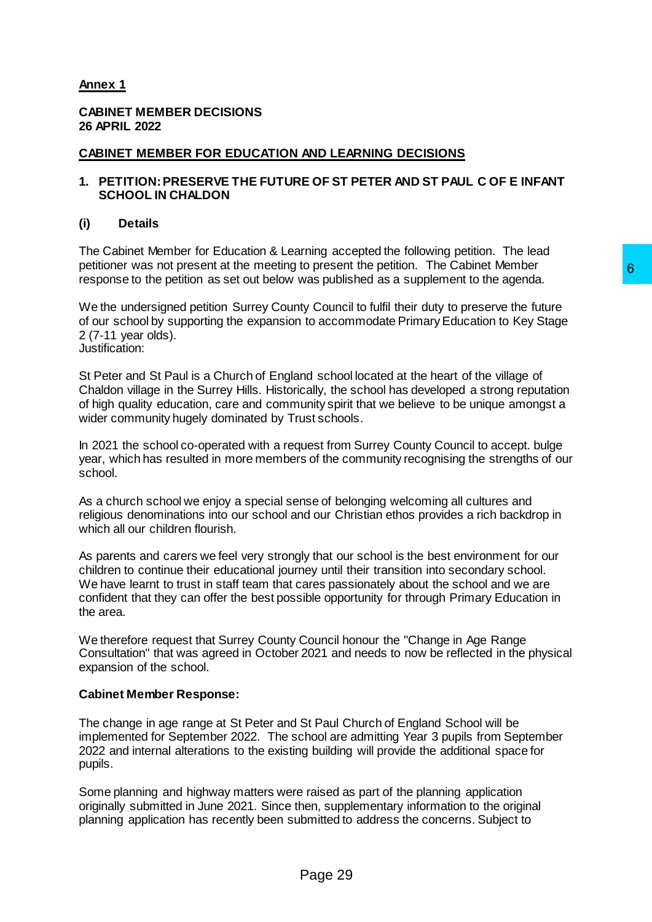**Annex 1**

**CABINET MEMBER DECISIONS**
**26 APRIL 2022**

**CABINET MEMBER FOR EDUCATION AND LEARNING DECISIONS**

## 1. PETITION: PRESERVE THE FUTURE OF ST PETER AND ST PAUL C OF E INFANT SCHOOL IN CHALDON

### (i) Details

The Cabinet Member for Education & Learning accepted the following petition. The lead petitioner was not present at the meeting to present the petition. The Cabinet Member response to the petition as set out below was published as a supplement to the agenda.

We the undersigned petition Surrey County Council to fulfil their duty to preserve the future of our school by supporting the expansion to accommodate Primary Education to Key Stage 2 (7-11 year olds).
Justification:

St Peter and St Paul is a Church of England school located at the heart of the village of Chaldon village in the Surrey Hills. Historically, the school has developed a strong reputation of high quality education, care and community spirit that we believe to be unique amongst a wider community hugely dominated by Trust schools.

In 2021 the school co-operated with a request from Surrey County Council to accept. bulge year, which has resulted in more members of the community recognising the strengths of our school.

As a church school we enjoy a special sense of belonging welcoming all cultures and religious denominations into our school and our Christian ethos provides a rich backdrop in which all our children flourish.

As parents and carers we feel very strongly that our school is the best environment for our children to continue their educational journey until their transition into secondary school. We have learnt to trust in staff team that cares passionately about the school and we are confident that they can offer the best possible opportunity for through Primary Education in the area.

We therefore request that Surrey County Council honour the "Change in Age Range Consultation" that was agreed in October 2021 and needs to now be reflected in the physical expansion of the school.

**Cabinet Member Response:**

The change in age range at St Peter and St Paul Church of England School will be implemented for September 2022. The school are admitting Year 3 pupils from September 2022 and internal alterations to the existing building will provide the additional space for pupils.

Some planning and highway matters were raised as part of the planning application originally submitted in June 2021. Since then, supplementary information to the original planning application has recently been submitted to address the concerns. Subject to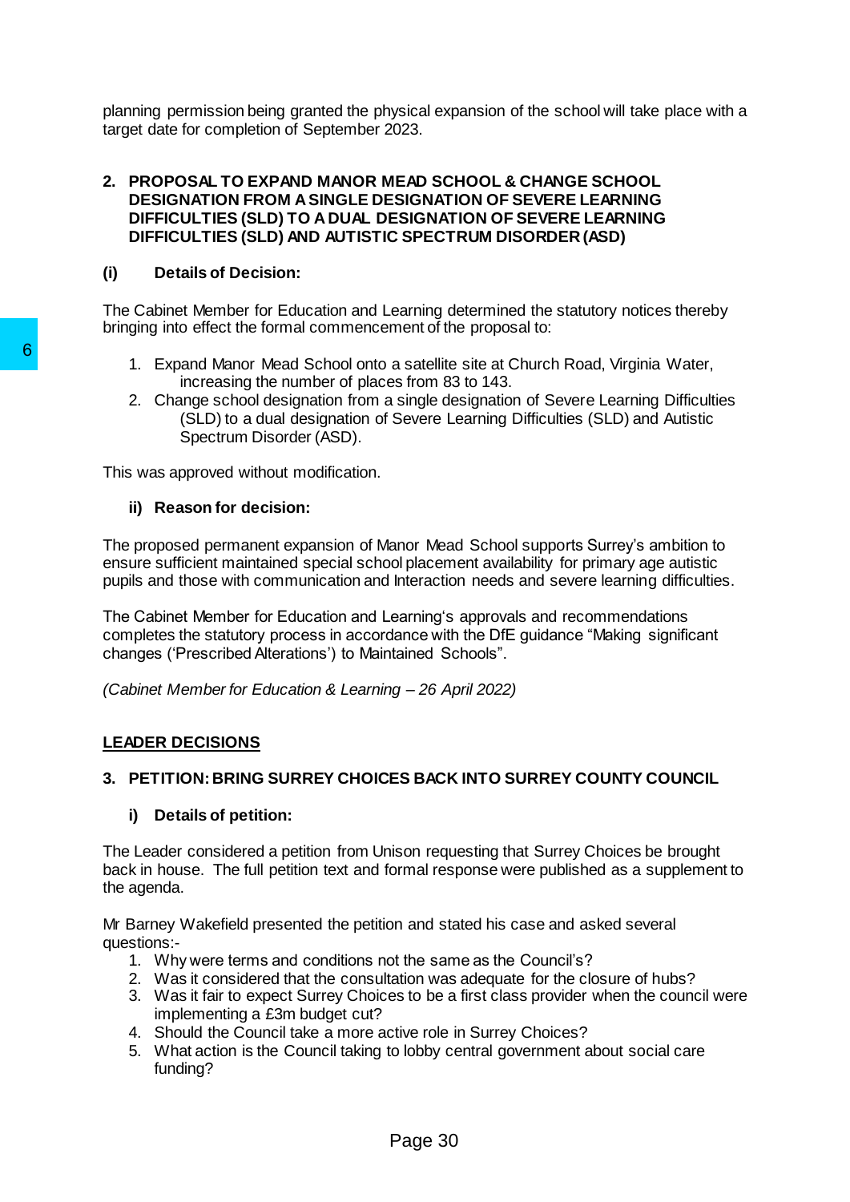planning permission being granted the physical expansion of the school will take place with a target date for completion of September 2023.

**2. PROPOSAL TO EXPAND MANOR MEAD SCHOOL & CHANGE SCHOOL DESIGNATION FROM A SINGLE DESIGNATION OF SEVERE LEARNING DIFFICULTIES (SLD) TO A DUAL DESIGNATION OF SEVERE LEARNING DIFFICULTIES (SLD) AND AUTISTIC SPECTRUM DISORDER (ASD)**

**(i) Details of Decision:**

The Cabinet Member for Education and Learning determined the statutory notices thereby bringing into effect the formal commencement of the proposal to:

1. Expand Manor Mead School onto a satellite site at Church Road, Virginia Water, increasing the number of places from 83 to 143.
2. Change school designation from a single designation of Severe Learning Difficulties (SLD) to a dual designation of Severe Learning Difficulties (SLD) and Autistic Spectrum Disorder (ASD).

This was approved without modification.

**ii) Reason for decision:**

The proposed permanent expansion of Manor Mead School supports Surrey's ambition to ensure sufficient maintained special school placement availability for primary age autistic pupils and those with communication and Interaction needs and severe learning difficulties.

The Cabinet Member for Education and Learning's approvals and recommendations completes the statutory process in accordance with the DfE guidance "Making significant changes ('Prescribed Alterations') to Maintained Schools".

*(Cabinet Member for Education & Learning – 26 April 2022)*

**LEADER DECISIONS**

**3. PETITION: BRING SURREY CHOICES BACK INTO SURREY COUNTY COUNCIL**

**i) Details of petition:**

The Leader considered a petition from Unison requesting that Surrey Choices be brought back in house. The full petition text and formal response were published as a supplement to the agenda.

Mr Barney Wakefield presented the petition and stated his case and asked several questions:-

1. Why were terms and conditions not the same as the Council's?
2. Was it considered that the consultation was adequate for the closure of hubs?
3. Was it fair to expect Surrey Choices to be a first class provider when the council were implementing a £3m budget cut?
4. Should the Council take a more active role in Surrey Choices?
5. What action is the Council taking to lobby central government about social care funding?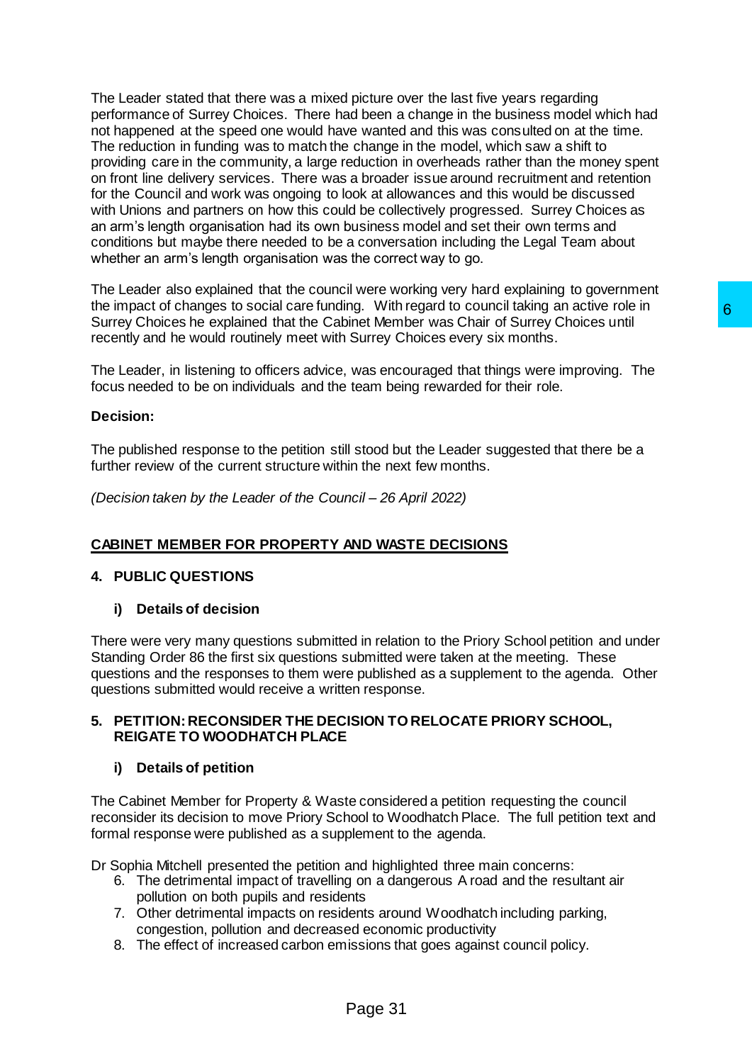The Leader stated that there was a mixed picture over the last five years regarding performance of Surrey Choices. There had been a change in the business model which had not happened at the speed one would have wanted and this was consulted on at the time. The reduction in funding was to match the change in the model, which saw a shift to providing care in the community, a large reduction in overheads rather than the money spent on front line delivery services. There was a broader issue around recruitment and retention for the Council and work was ongoing to look at allowances and this would be discussed with Unions and partners on how this could be collectively progressed. Surrey Choices as an arm's length organisation had its own business model and set their own terms and conditions but maybe there needed to be a conversation including the Legal Team about whether an arm's length organisation was the correct way to go.

The Leader also explained that the council were working very hard explaining to government the impact of changes to social care funding. With regard to council taking an active role in Surrey Choices he explained that the Cabinet Member was Chair of Surrey Choices until recently and he would routinely meet with Surrey Choices every six months.

The Leader, in listening to officers advice, was encouraged that things were improving. The focus needed to be on individuals and the team being rewarded for their role.

**Decision:**

The published response to the petition still stood but the Leader suggested that there be a further review of the current structure within the next few months.

*(Decision taken by the Leader of the Council – 26 April 2022)*

## CABINET MEMBER FOR PROPERTY AND WASTE DECISIONS

### 4. PUBLIC QUESTIONS

#### i) Details of decision

There were very many questions submitted in relation to the Priory School petition and under Standing Order 86 the first six questions submitted were taken at the meeting. These questions and the responses to them were published as a supplement to the agenda. Other questions submitted would receive a written response.

### 5. PETITION: RECONSIDER THE DECISION TO RELOCATE PRIORY SCHOOL, REIGATE TO WOODHATCH PLACE

#### i) Details of petition

The Cabinet Member for Property & Waste considered a petition requesting the council reconsider its decision to move Priory School to Woodhatch Place. The full petition text and formal response were published as a supplement to the agenda.

Dr Sophia Mitchell presented the petition and highlighted three main concerns:

6. The detrimental impact of travelling on a dangerous A road and the resultant air pollution on both pupils and residents
7. Other detrimental impacts on residents around Woodhatch including parking, congestion, pollution and decreased economic productivity
8. The effect of increased carbon emissions that goes against council policy.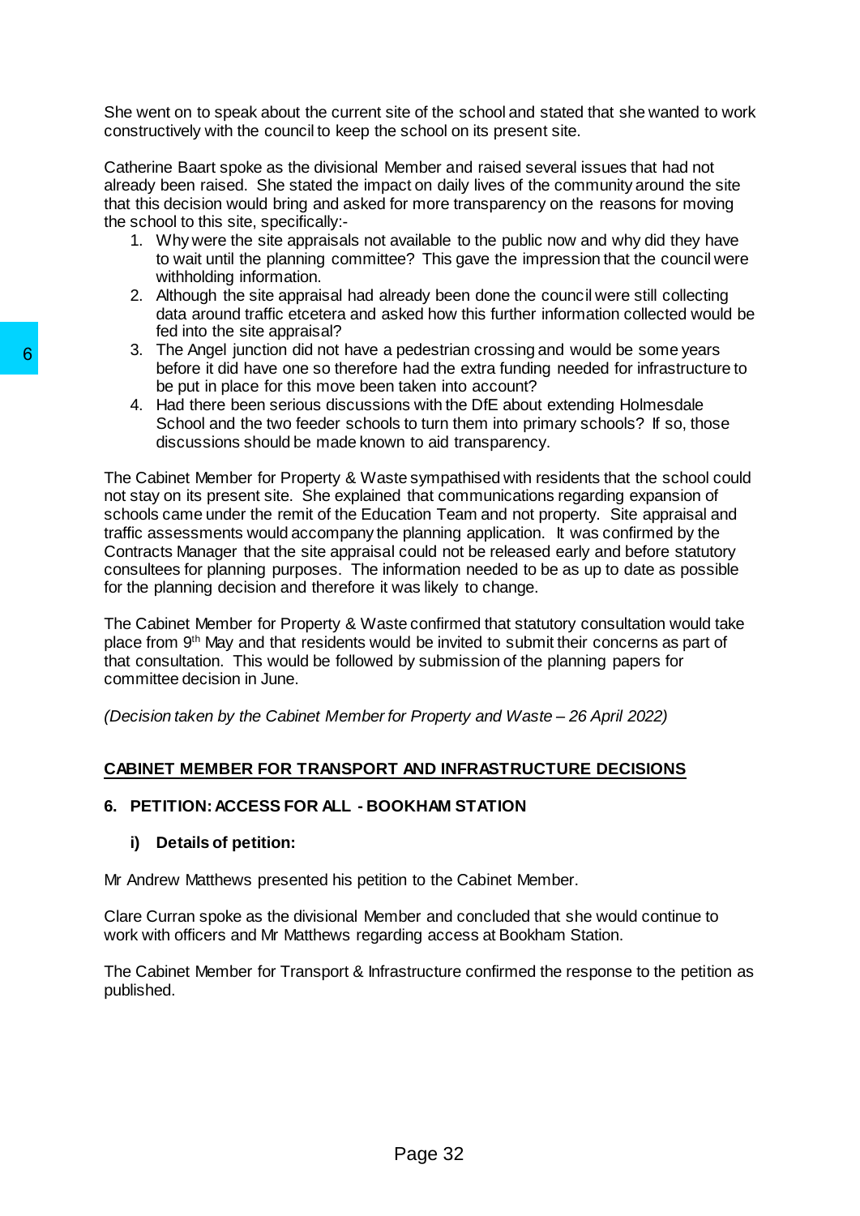She went on to speak about the current site of the school and stated that she wanted to work constructively with the council to keep the school on its present site.

Catherine Baart spoke as the divisional Member and raised several issues that had not already been raised. She stated the impact on daily lives of the community around the site that this decision would bring and asked for more transparency on the reasons for moving the school to this site, specifically:-

1. Why were the site appraisals not available to the public now and why did they have to wait until the planning committee? This gave the impression that the council were withholding information.
2. Although the site appraisal had already been done the council were still collecting data around traffic etcetera and asked how this further information collected would be fed into the site appraisal?
3. The Angel junction did not have a pedestrian crossing and would be some years before it did have one so therefore had the extra funding needed for infrastructure to be put in place for this move been taken into account?
4. Had there been serious discussions with the DfE about extending Holmesdale School and the two feeder schools to turn them into primary schools? If so, those discussions should be made known to aid transparency.

The Cabinet Member for Property & Waste sympathised with residents that the school could not stay on its present site. She explained that communications regarding expansion of schools came under the remit of the Education Team and not property. Site appraisal and traffic assessments would accompany the planning application. It was confirmed by the Contracts Manager that the site appraisal could not be released early and before statutory consultees for planning purposes. The information needed to be as up to date as possible for the planning decision and therefore it was likely to change.

The Cabinet Member for Property & Waste confirmed that statutory consultation would take place from 9th May and that residents would be invited to submit their concerns as part of that consultation. This would be followed by submission of the planning papers for committee decision in June.

*(Decision taken by the Cabinet Member for Property and Waste – 26 April 2022)*

## **CABINET MEMBER FOR TRANSPORT AND INFRASTRUCTURE DECISIONS**

### 6. PETITION: ACCESS FOR ALL - BOOKHAM STATION

#### i) Details of petition:

Mr Andrew Matthews presented his petition to the Cabinet Member.

Clare Curran spoke as the divisional Member and concluded that she would continue to work with officers and Mr Matthews regarding access at Bookham Station.

The Cabinet Member for Transport & Infrastructure confirmed the response to the petition as published.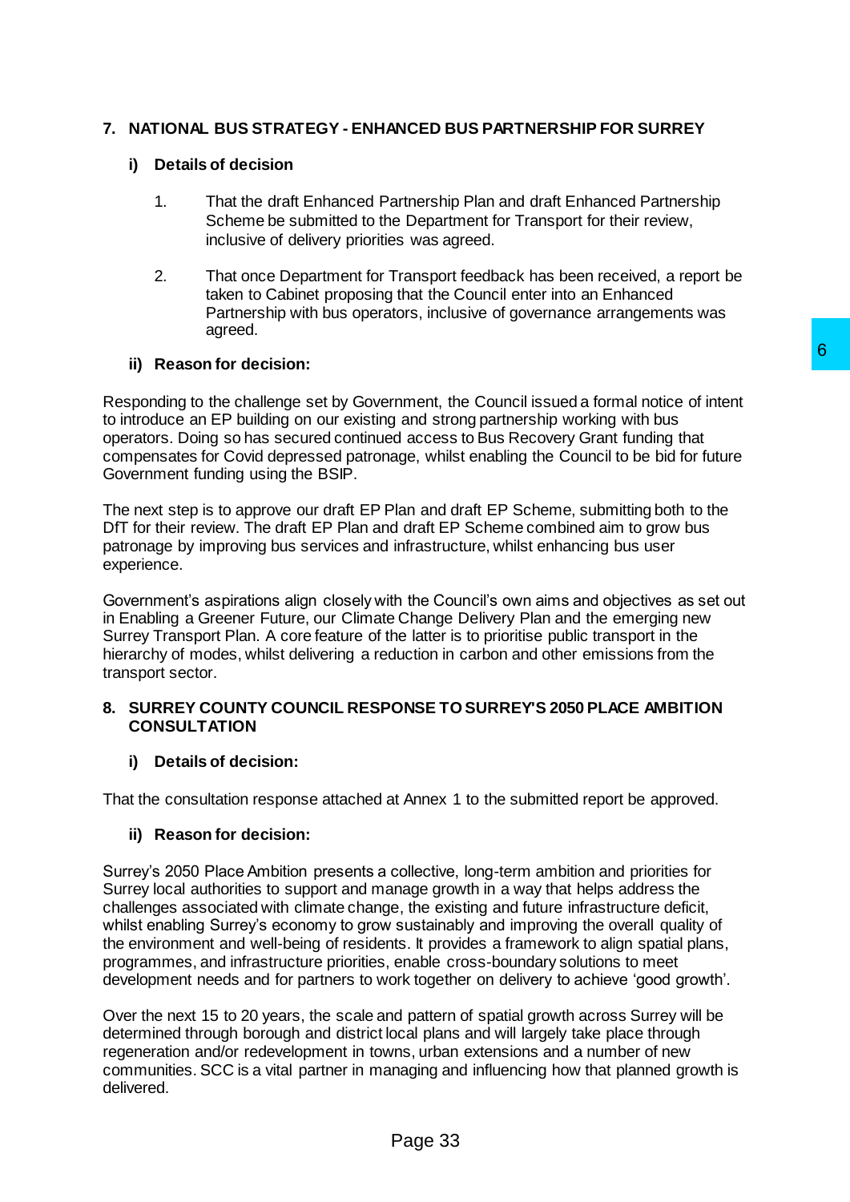## 7. NATIONAL BUS STRATEGY - ENHANCED BUS PARTNERSHIP FOR SURREY

### i) Details of decision

1. That the draft Enhanced Partnership Plan and draft Enhanced Partnership Scheme be submitted to the Department for Transport for their review, inclusive of delivery priorities was agreed.

2. That once Department for Transport feedback has been received, a report be taken to Cabinet proposing that the Council enter into an Enhanced Partnership with bus operators, inclusive of governance arrangements was agreed.

### ii) Reason for decision:

Responding to the challenge set by Government, the Council issued a formal notice of intent to introduce an EP building on our existing and strong partnership working with bus operators. Doing so has secured continued access to Bus Recovery Grant funding that compensates for Covid depressed patronage, whilst enabling the Council to be bid for future Government funding using the BSIP.

The next step is to approve our draft EP Plan and draft EP Scheme, submitting both to the DfT for their review. The draft EP Plan and draft EP Scheme combined aim to grow bus patronage by improving bus services and infrastructure, whilst enhancing bus user experience.

Government's aspirations align closely with the Council's own aims and objectives as set out in Enabling a Greener Future, our Climate Change Delivery Plan and the emerging new Surrey Transport Plan. A core feature of the latter is to prioritise public transport in the hierarchy of modes, whilst delivering a reduction in carbon and other emissions from the transport sector.

## 8. SURREY COUNTY COUNCIL RESPONSE TO SURREY'S 2050 PLACE AMBITION CONSULTATION

### i) Details of decision:

That the consultation response attached at Annex 1 to the submitted report be approved.

### ii) Reason for decision:

Surrey's 2050 Place Ambition presents a collective, long-term ambition and priorities for Surrey local authorities to support and manage growth in a way that helps address the challenges associated with climate change, the existing and future infrastructure deficit, whilst enabling Surrey's economy to grow sustainably and improving the overall quality of the environment and well-being of residents. It provides a framework to align spatial plans, programmes, and infrastructure priorities, enable cross-boundary solutions to meet development needs and for partners to work together on delivery to achieve 'good growth'.

Over the next 15 to 20 years, the scale and pattern of spatial growth across Surrey will be determined through borough and district local plans and will largely take place through regeneration and/or redevelopment in towns, urban extensions and a number of new communities. SCC is a vital partner in managing and influencing how that planned growth is delivered.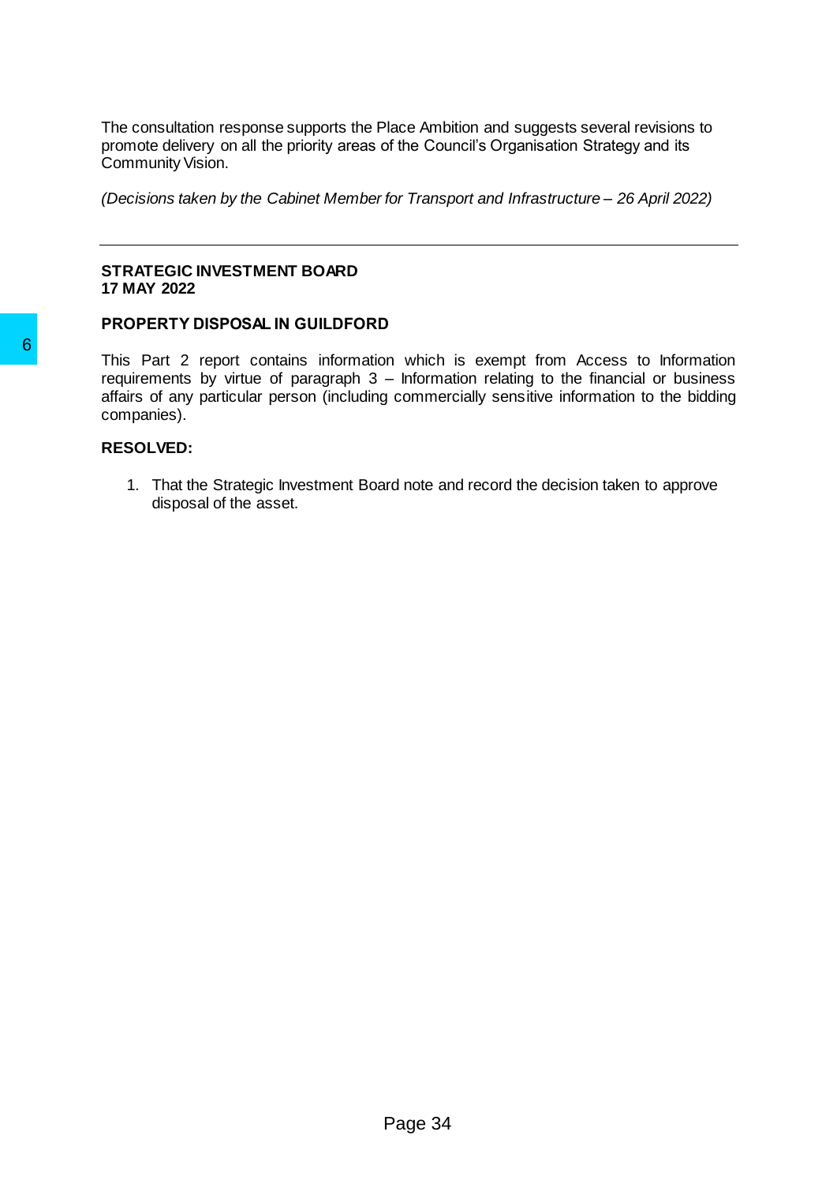The consultation response supports the Place Ambition and suggests several revisions to promote delivery on all the priority areas of the Council's Organisation Strategy and its Community Vision.

*(Decisions taken by the Cabinet Member for Transport and Infrastructure – 26 April 2022)*

---

**STRATEGIC INVESTMENT BOARD**
**17 MAY 2022**

**PROPERTY DISPOSAL IN GUILDFORD**

This Part 2 report contains information which is exempt from Access to Information requirements by virtue of paragraph 3 – Information relating to the financial or business affairs of any particular person (including commercially sensitive information to the bidding companies).

**RESOLVED:**

1. That the Strategic Investment Board note and record the decision taken to approve disposal of the asset.